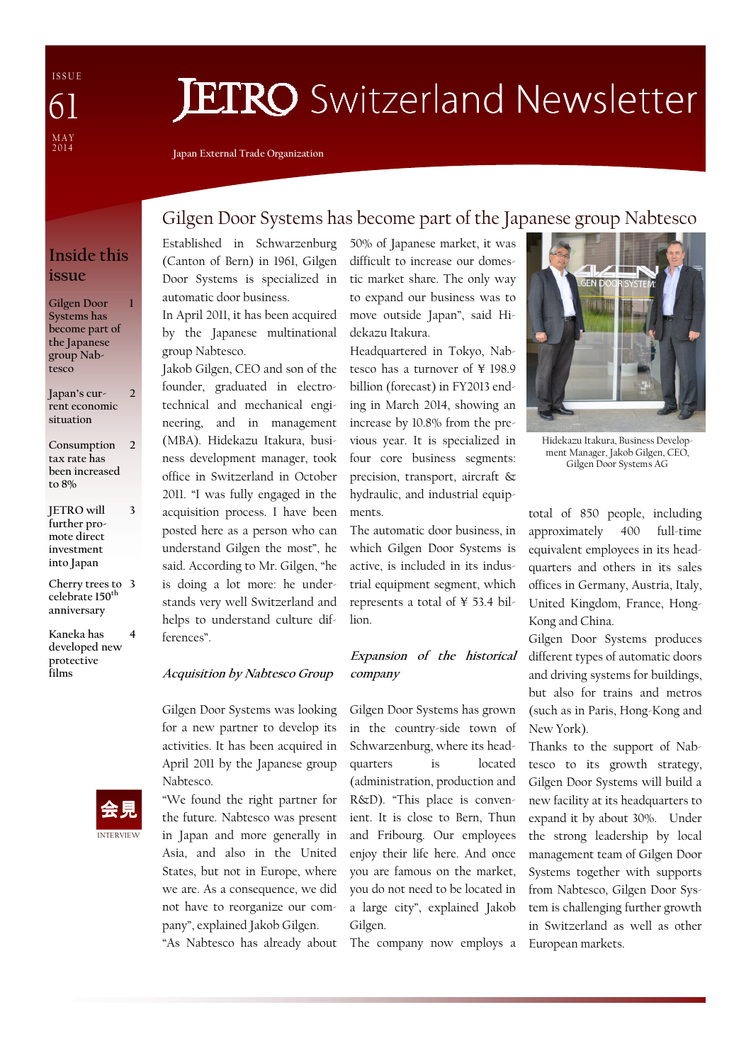ISSUE 61
MAY 2014

# JETRO Switzerland Newsletter

Japan External Trade Organization

## Inside this issue

- Gilgen Door Systems has become part of the Japanese group Nabtesco — 1
- Japan's current economic situation — 2
- Consumption tax rate has been increased to 8% — 2
- JETRO will further promote direct investment into Japan — 3
- Cherry trees to celebrate 150th anniversary — 3
- Kaneka has developed new protective films — 4

会見
INTERVIEW

## Gilgen Door Systems has become part of the Japanese group Nabtesco

Established in Schwarzenburg (Canton of Bern) in 1961, Gilgen Door Systems is specialized in automatic door business.

In April 2011, it has been acquired by the Japanese multinational group Nabtesco.

Jakob Gilgen, CEO and son of the founder, graduated in electrotechnical and mechanical engineering, and in management (MBA). Hidekazu Itakura, business development manager, took office in Switzerland in October 2011. "I was fully engaged in the acquisition process. I have been posted here as a person who can understand Gilgen the most", he said. According to Mr. Gilgen, "he is doing a lot more: he understands very well Switzerland and helps to understand culture differences".

### *Acquisition by Nabtesco Group*

Gilgen Door Systems was looking for a new partner to develop its activities. It has been acquired in April 2011 by the Japanese group Nabtesco.

"We found the right partner for the future. Nabtesco was present in Japan and more generally in Asia, and also in the United States, but not in Europe, where we are. As a consequence, we did not have to reorganize our company", explained Jakob Gilgen.

"As Nabtesco has already about 50% of Japanese market, it was difficult to increase our domestic market share. The only way to expand our business was to move outside Japan", said Hidekazu Itakura.

Headquartered in Tokyo, Nabtesco has a turnover of ¥ 198.9 billion (forecast) in FY2013 ending in March 2014, showing an increase by 10.8% from the previous year. It is specialized in four core business segments: precision, transport, aircraft & hydraulic, and industrial equipments.

The automatic door business, in which Gilgen Door Systems is active, is included in its industrial equipment segment, which represents a total of ¥ 53.4 billion.

### *Expansion of the historical company*

Gilgen Door Systems has grown in the country-side town of Schwarzenburg, where its headquarters is located (administration, production and R&D). "This place is convenient. It is close to Bern, Thun and Fribourg. Our employees enjoy their life here. And once you are famous on the market, you do not need to be located in a large city", explained Jakob Gilgen.

The company now employs a total of 850 people, including approximately 400 full-time equivalent employees in its headquarters and others in its sales offices in Germany, Austria, Italy, United Kingdom, France, Hong-Kong and China.

Hidekazu Itakura, Business Development Manager, Jakob Gilgen, CEO, Gilgen Door Systems AG

Gilgen Door Systems produces different types of automatic doors and driving systems for buildings, but also for trains and metros (such as in Paris, Hong-Kong and New York).

Thanks to the support of Nabtesco to its growth strategy, Gilgen Door Systems will build a new facility at its headquarters to expand it by about 30%. Under the strong leadership by local management team of Gilgen Door Systems together with supports from Nabtesco, Gilgen Door System is challenging further growth in Switzerland as well as other European markets.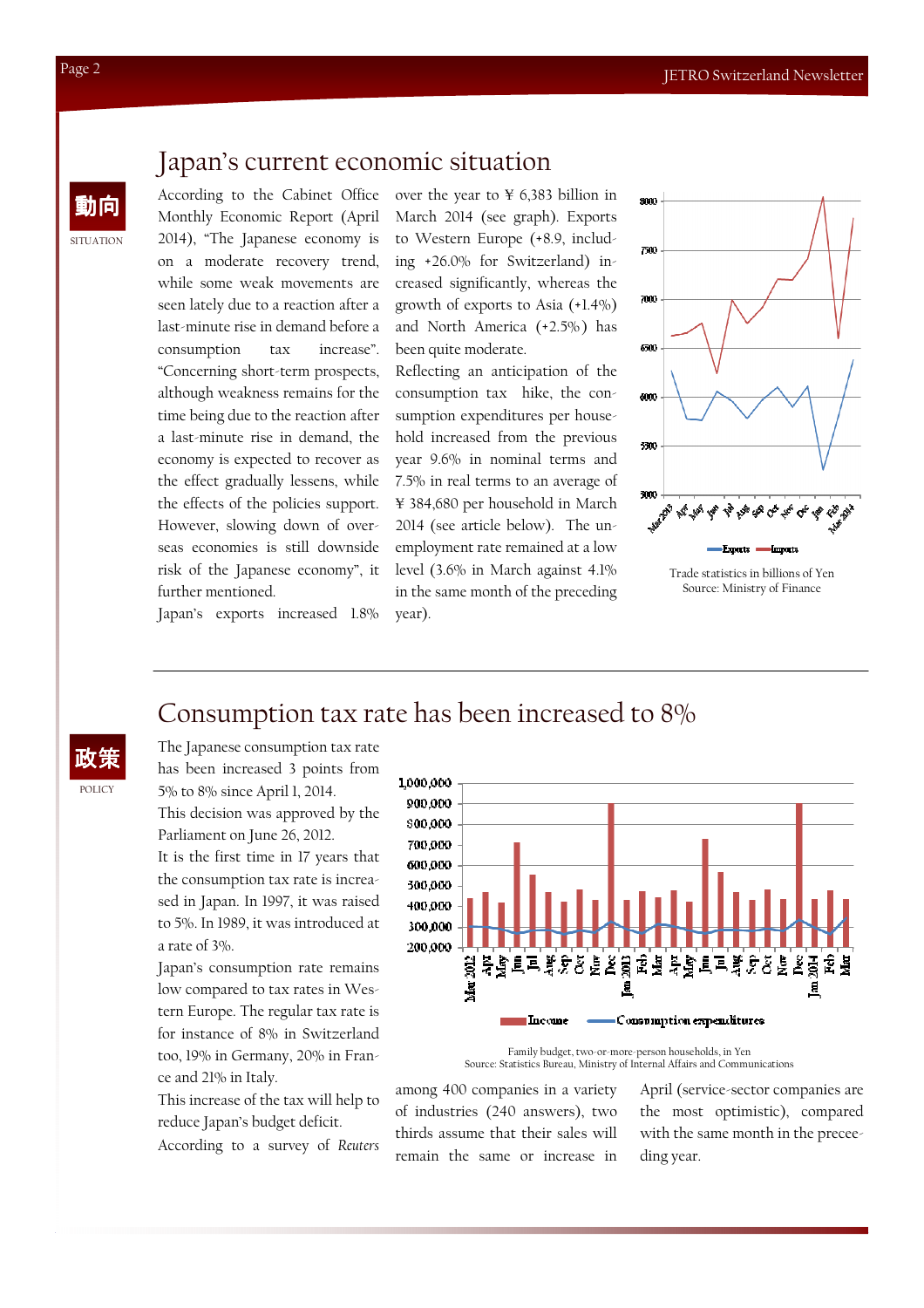# Japan's current economic situation

動向

SITUATION

According to the Cabinet Office Monthly Economic Report (April 2014), "The Japanese economy is on a moderate recovery trend, while some weak movements are seen lately due to a reaction after a last-minute rise in demand before a consumption tax increase". "Concerning short-term prospects, although weakness remains for the time being due to the reaction after a last-minute rise in demand, the economy is expected to recover as the effect gradually lessens, while the effects of the policies support. However, slowing down of overseas economies is still downside risk of the Japanese economy", it further mentioned.

Japan's exports increased 1.8% over the year to ¥ 6,383 billion in March 2014 (see graph). Exports to Western Europe (+8.9, including +26.0% for Switzerland) increased significantly, whereas the growth of exports to Asia (+1.4%) and North America (+2.5%) has been quite moderate.

Reflecting an anticipation of the consumption tax hike, the consumption expenditures per household increased from the previous year 9.6% in nominal terms and 7.5% in real terms to an average of ¥ 384,680 per household in March 2014 (see article below). The unemployment rate remained at a low level (3.6% in March against 4.1% in the same month of the preceding year).

Trade statistics in billions of Yen
Source: Ministry of Finance

# Consumption tax rate has been increased to 8%

政策

POLICY

The Japanese consumption tax rate has been increased 3 points from 5% to 8% since April 1, 2014.

This decision was approved by the Parliament on June 26, 2012.

It is the first time in 17 years that the consumption tax rate is increased in Japan. In 1997, it was raised to 5%. In 1989, it was introduced at a rate of 3%.

Japan's consumption rate remains low compared to tax rates in Western Europe. The regular tax rate is for instance of 8% in Switzerland too, 19% in Germany, 20% in France and 21% in Italy.

This increase of the tax will help to reduce Japan's budget deficit.

According to a survey of *Reuters* among 400 companies in a variety of industries (240 answers), two thirds assume that their sales will remain the same or increase in April (service-sector companies are the most optimistic), compared with the same month in the preceeding year.

Family budget, two-or-more-person households, in Yen
Source: Statistics Bureau, Ministry of Internal Affairs and Communications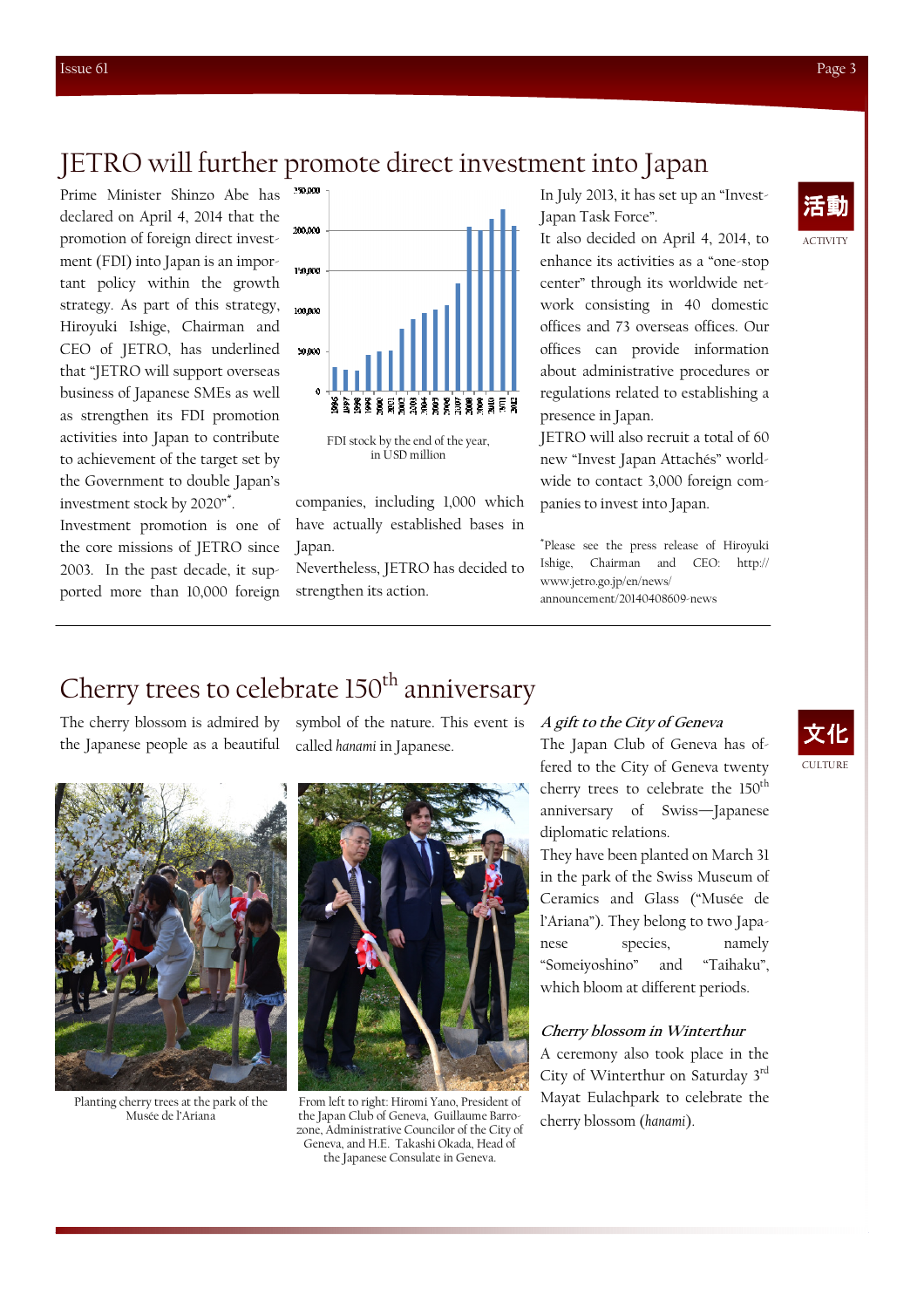# JETRO will further promote direct investment into Japan

活動
ACTIVITY

Prime Minister Shinzo Abe has declared on April 4, 2014 that the promotion of foreign direct investment (FDI) into Japan is an important policy within the growth strategy. As part of this strategy, Hiroyuki Ishige, Chairman and CEO of JETRO, has underlined that "JETRO will support overseas business of Japanese SMEs as well as strengthen its FDI promotion activities into Japan to contribute to achievement of the target set by the Government to double Japan's investment stock by 2020"*.

Investment promotion is one of the core missions of JETRO since 2003. In the past decade, it supported more than 10,000 foreign companies, including 1,000 which have actually established bases in Japan.

FDI stock by the end of the year, in USD million

Nevertheless, JETRO has decided to strengthen its action.

In July 2013, it has set up an "Invest-Japan Task Force".

It also decided on April 4, 2014, to enhance its activities as a "one-stop center" through its worldwide network consisting in 40 domestic offices and 73 overseas offices. Our offices can provide information about administrative procedures or regulations related to establishing a presence in Japan.

JETRO will also recruit a total of 60 new "Invest Japan Attachés" worldwide to contact 3,000 foreign companies to invest into Japan.

*Please see the press release of Hiroyuki Ishige, Chairman and CEO: http://www.jetro.go.jp/en/news/announcement/20140408609-news

# Cherry trees to celebrate 150th anniversary

文化
CULTURE

The cherry blossom is admired by the Japanese people as a beautiful symbol of the nature. This event is called *hanami* in Japanese.

Planting cherry trees at the park of the Musée de l'Ariana

From left to right: Hiromi Yano, President of the Japan Club of Geneva, Guillaume Barrozone, Administrative Councilor of the City of Geneva, and H.E. Takashi Okada, Head of the Japanese Consulate in Geneva.

### *A gift to the City of Geneva*

The Japan Club of Geneva has offered to the City of Geneva twenty cherry trees to celebrate the 150th anniversary of Swiss—Japanese diplomatic relations.

They have been planted on March 31 in the park of the Swiss Museum of Ceramics and Glass ("Musée de l'Ariana"). They belong to two Japanese species, namely "Someiyoshino" and "Taihaku", which bloom at different periods.

### *Cherry blossom in Winterthur*

A ceremony also took place in the City of Winterthur on Saturday 3rd Mayat Eulachpark to celebrate the cherry blossom (*hanami*).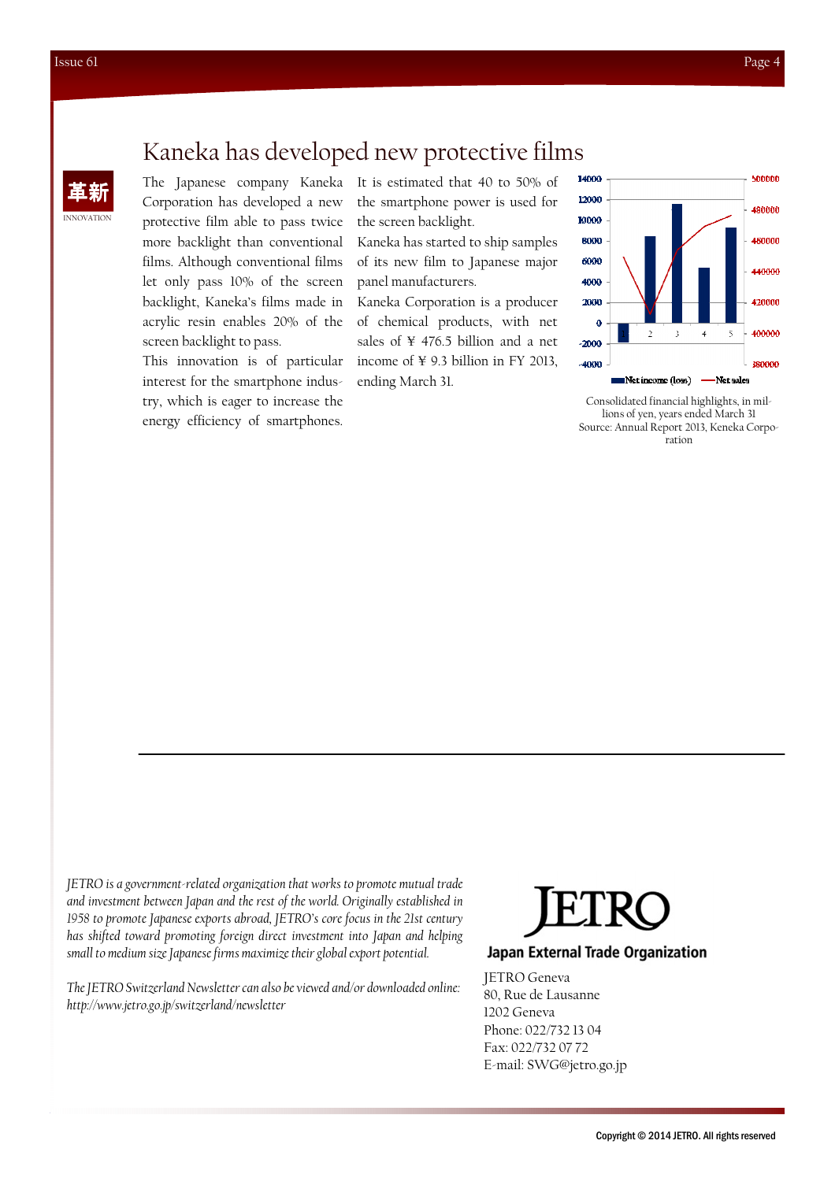# Kaneka has developed new protective films

革新

INNOVATION

The Japanese company Kaneka Corporation has developed a new protective film able to pass twice more backlight than conventional films. Although conventional films let only pass 10% of the screen backlight, Kaneka's films made in acrylic resin enables 20% of the screen backlight to pass.

This innovation is of particular interest for the smartphone industry, which is eager to increase the energy efficiency of smartphones.

It is estimated that 40 to 50% of the smartphone power is used for the screen backlight.

Kaneka has started to ship samples of its new film to Japanese major panel manufacturers.

Kaneka Corporation is a producer of chemical products, with net sales of ¥ 476.5 billion and a net income of ¥ 9.3 billion in FY 2013, ending March 31.

14000
12000
10000
8000
6000
4000
2000
0
-2000
-4000

500000
480000
460000
440000
420000
400000
380000

1 2 3 4 5

Net income (loss)
Net sales

Consolidated financial highlights, in millions of yen, years ended March 31
Source: Annual Report 2013, Keneka Corporation

---

*JETRO is a government-related organization that works to promote mutual trade and investment between Japan and the rest of the world. Originally established in 1958 to promote Japanese exports abroad, JETRO's core focus in the 21st century has shifted toward promoting foreign direct investment into Japan and helping small to medium size Japanese firms maximize their global export potential.*

*The JETRO Switzerland Newsletter can also be viewed and/or downloaded online: http://www.jetro.go.jp/switzerland/newsletter*

JETRO

Japan External Trade Organization

JETRO Geneva
80, Rue de Lausanne
1202 Geneva
Phone: 022/732 13 04
Fax: 022/732 07 72
E-mail: SWG@jetro.go.jp

Copyright © 2014 JETRO. All rights reserved